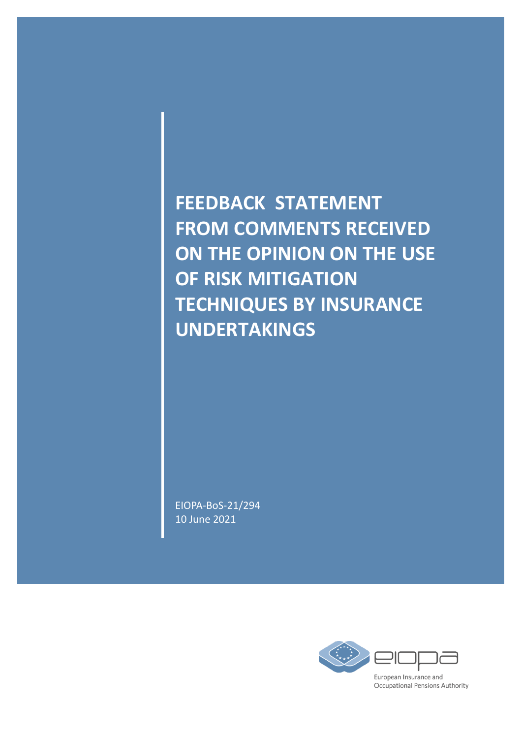# FEEDBACK STATEMENT FROM COMMENTS RECEIVED ON THE OPINION ON THE USE OF RISK MITIGATION TECHNIQUES BY INSURANCE UNDERTAKINGS

EIOPA-BoS-21/294
10 June 2021

European Insurance and Occupational Pensions Authority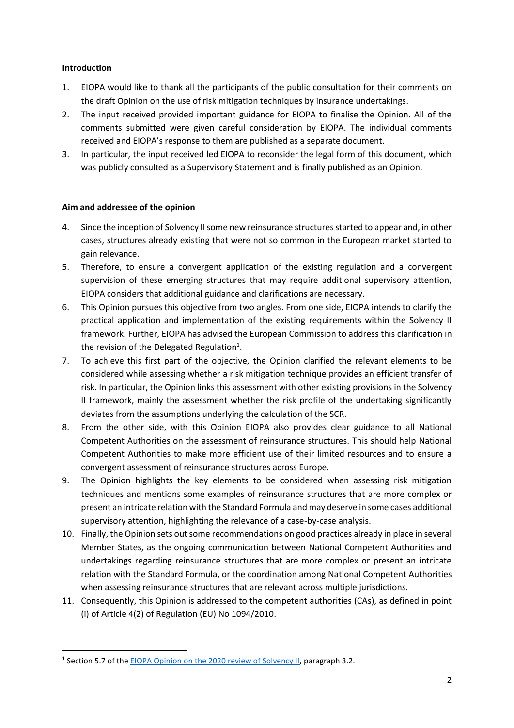**Introduction**

1. EIOPA would like to thank all the participants of the public consultation for their comments on the draft Opinion on the use of risk mitigation techniques by insurance undertakings.
2. The input received provided important guidance for EIOPA to finalise the Opinion. All of the comments submitted were given careful consideration by EIOPA. The individual comments received and EIOPA's response to them are published as a separate document.
3. In particular, the input received led EIOPA to reconsider the legal form of this document, which was publicly consulted as a Supervisory Statement and is finally published as an Opinion.

**Aim and addressee of the opinion**

4. Since the inception of Solvency II some new reinsurance structures started to appear and, in other cases, structures already existing that were not so common in the European market started to gain relevance.
5. Therefore, to ensure a convergent application of the existing regulation and a convergent supervision of these emerging structures that may require additional supervisory attention, EIOPA considers that additional guidance and clarifications are necessary.
6. This Opinion pursues this objective from two angles. From one side, EIOPA intends to clarify the practical application and implementation of the existing requirements within the Solvency II framework. Further, EIOPA has advised the European Commission to address this clarification in the revision of the Delegated Regulation[1].
7. To achieve this first part of the objective, the Opinion clarified the relevant elements to be considered while assessing whether a risk mitigation technique provides an efficient transfer of risk. In particular, the Opinion links this assessment with other existing provisions in the Solvency II framework, mainly the assessment whether the risk profile of the undertaking significantly deviates from the assumptions underlying the calculation of the SCR.
8. From the other side, with this Opinion EIOPA also provides clear guidance to all National Competent Authorities on the assessment of reinsurance structures. This should help National Competent Authorities to make more efficient use of their limited resources and to ensure a convergent assessment of reinsurance structures across Europe.
9. The Opinion highlights the key elements to be considered when assessing risk mitigation techniques and mentions some examples of reinsurance structures that are more complex or present an intricate relation with the Standard Formula and may deserve in some cases additional supervisory attention, highlighting the relevance of a case-by-case analysis.
10. Finally, the Opinion sets out some recommendations on good practices already in place in several Member States, as the ongoing communication between National Competent Authorities and undertakings regarding reinsurance structures that are more complex or present an intricate relation with the Standard Formula, or the coordination among National Competent Authorities when assessing reinsurance structures that are relevant across multiple jurisdictions.
11. Consequently, this Opinion is addressed to the competent authorities (CAs), as defined in point (i) of Article 4(2) of Regulation (EU) No 1094/2010.

---

[1] Section 5.7 of the EIOPA Opinion on the 2020 review of Solvency II, paragraph 3.2.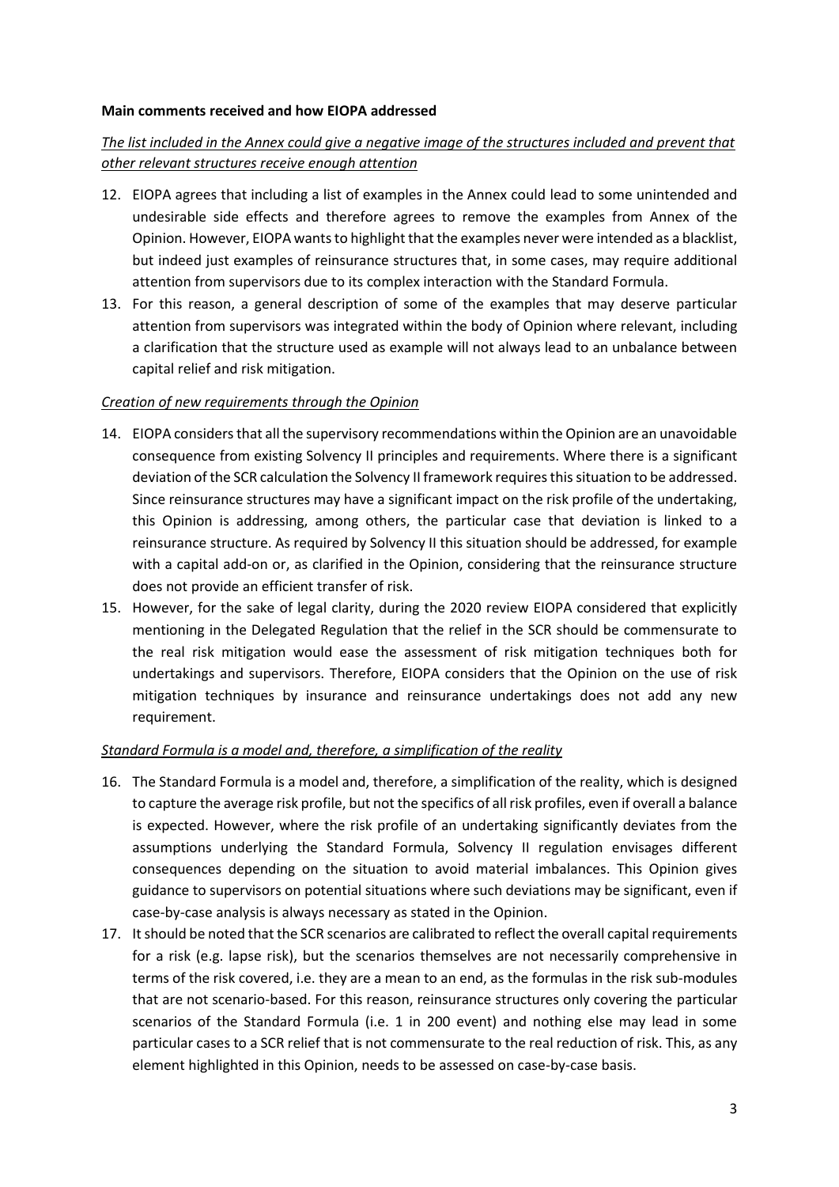**Main comments received and how EIOPA addressed**

*The list included in the Annex could give a negative image of the structures included and prevent that other relevant structures receive enough attention*

12. EIOPA agrees that including a list of examples in the Annex could lead to some unintended and undesirable side effects and therefore agrees to remove the examples from Annex of the Opinion. However, EIOPA wants to highlight that the examples never were intended as a blacklist, but indeed just examples of reinsurance structures that, in some cases, may require additional attention from supervisors due to its complex interaction with the Standard Formula.
13. For this reason, a general description of some of the examples that may deserve particular attention from supervisors was integrated within the body of Opinion where relevant, including a clarification that the structure used as example will not always lead to an unbalance between capital relief and risk mitigation.

*Creation of new requirements through the Opinion*

14. EIOPA considers that all the supervisory recommendations within the Opinion are an unavoidable consequence from existing Solvency II principles and requirements. Where there is a significant deviation of the SCR calculation the Solvency II framework requires this situation to be addressed. Since reinsurance structures may have a significant impact on the risk profile of the undertaking, this Opinion is addressing, among others, the particular case that deviation is linked to a reinsurance structure. As required by Solvency II this situation should be addressed, for example with a capital add-on or, as clarified in the Opinion, considering that the reinsurance structure does not provide an efficient transfer of risk.
15. However, for the sake of legal clarity, during the 2020 review EIOPA considered that explicitly mentioning in the Delegated Regulation that the relief in the SCR should be commensurate to the real risk mitigation would ease the assessment of risk mitigation techniques both for undertakings and supervisors. Therefore, EIOPA considers that the Opinion on the use of risk mitigation techniques by insurance and reinsurance undertakings does not add any new requirement.

*Standard Formula is a model and, therefore, a simplification of the reality*

16. The Standard Formula is a model and, therefore, a simplification of the reality, which is designed to capture the average risk profile, but not the specifics of all risk profiles, even if overall a balance is expected. However, where the risk profile of an undertaking significantly deviates from the assumptions underlying the Standard Formula, Solvency II regulation envisages different consequences depending on the situation to avoid material imbalances. This Opinion gives guidance to supervisors on potential situations where such deviations may be significant, even if case-by-case analysis is always necessary as stated in the Opinion.
17. It should be noted that the SCR scenarios are calibrated to reflect the overall capital requirements for a risk (e.g. lapse risk), but the scenarios themselves are not necessarily comprehensive in terms of the risk covered, i.e. they are a mean to an end, as the formulas in the risk sub-modules that are not scenario-based. For this reason, reinsurance structures only covering the particular scenarios of the Standard Formula (i.e. 1 in 200 event) and nothing else may lead in some particular cases to a SCR relief that is not commensurate to the real reduction of risk. This, as any element highlighted in this Opinion, needs to be assessed on case-by-case basis.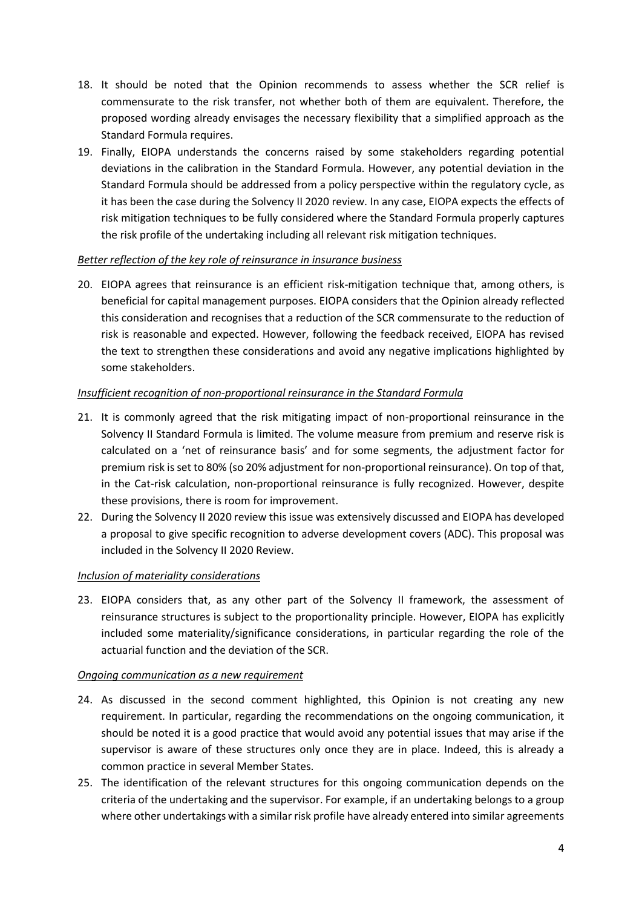18. It should be noted that the Opinion recommends to assess whether the SCR relief is commensurate to the risk transfer, not whether both of them are equivalent. Therefore, the proposed wording already envisages the necessary flexibility that a simplified approach as the Standard Formula requires.
19. Finally, EIOPA understands the concerns raised by some stakeholders regarding potential deviations in the calibration in the Standard Formula. However, any potential deviation in the Standard Formula should be addressed from a policy perspective within the regulatory cycle, as it has been the case during the Solvency II 2020 review. In any case, EIOPA expects the effects of risk mitigation techniques to be fully considered where the Standard Formula properly captures the risk profile of the undertaking including all relevant risk mitigation techniques.

*Better reflection of the key role of reinsurance in insurance business*

20. EIOPA agrees that reinsurance is an efficient risk-mitigation technique that, among others, is beneficial for capital management purposes. EIOPA considers that the Opinion already reflected this consideration and recognises that a reduction of the SCR commensurate to the reduction of risk is reasonable and expected. However, following the feedback received, EIOPA has revised the text to strengthen these considerations and avoid any negative implications highlighted by some stakeholders.

*Insufficient recognition of non-proportional reinsurance in the Standard Formula*

21. It is commonly agreed that the risk mitigating impact of non-proportional reinsurance in the Solvency II Standard Formula is limited. The volume measure from premium and reserve risk is calculated on a 'net of reinsurance basis' and for some segments, the adjustment factor for premium risk is set to 80% (so 20% adjustment for non-proportional reinsurance). On top of that, in the Cat-risk calculation, non-proportional reinsurance is fully recognized. However, despite these provisions, there is room for improvement.
22. During the Solvency II 2020 review this issue was extensively discussed and EIOPA has developed a proposal to give specific recognition to adverse development covers (ADC). This proposal was included in the Solvency II 2020 Review.

*Inclusion of materiality considerations*

23. EIOPA considers that, as any other part of the Solvency II framework, the assessment of reinsurance structures is subject to the proportionality principle. However, EIOPA has explicitly included some materiality/significance considerations, in particular regarding the role of the actuarial function and the deviation of the SCR.

*Ongoing communication as a new requirement*

24. As discussed in the second comment highlighted, this Opinion is not creating any new requirement. In particular, regarding the recommendations on the ongoing communication, it should be noted it is a good practice that would avoid any potential issues that may arise if the supervisor is aware of these structures only once they are in place. Indeed, this is already a common practice in several Member States.
25. The identification of the relevant structures for this ongoing communication depends on the criteria of the undertaking and the supervisor. For example, if an undertaking belongs to a group where other undertakings with a similar risk profile have already entered into similar agreements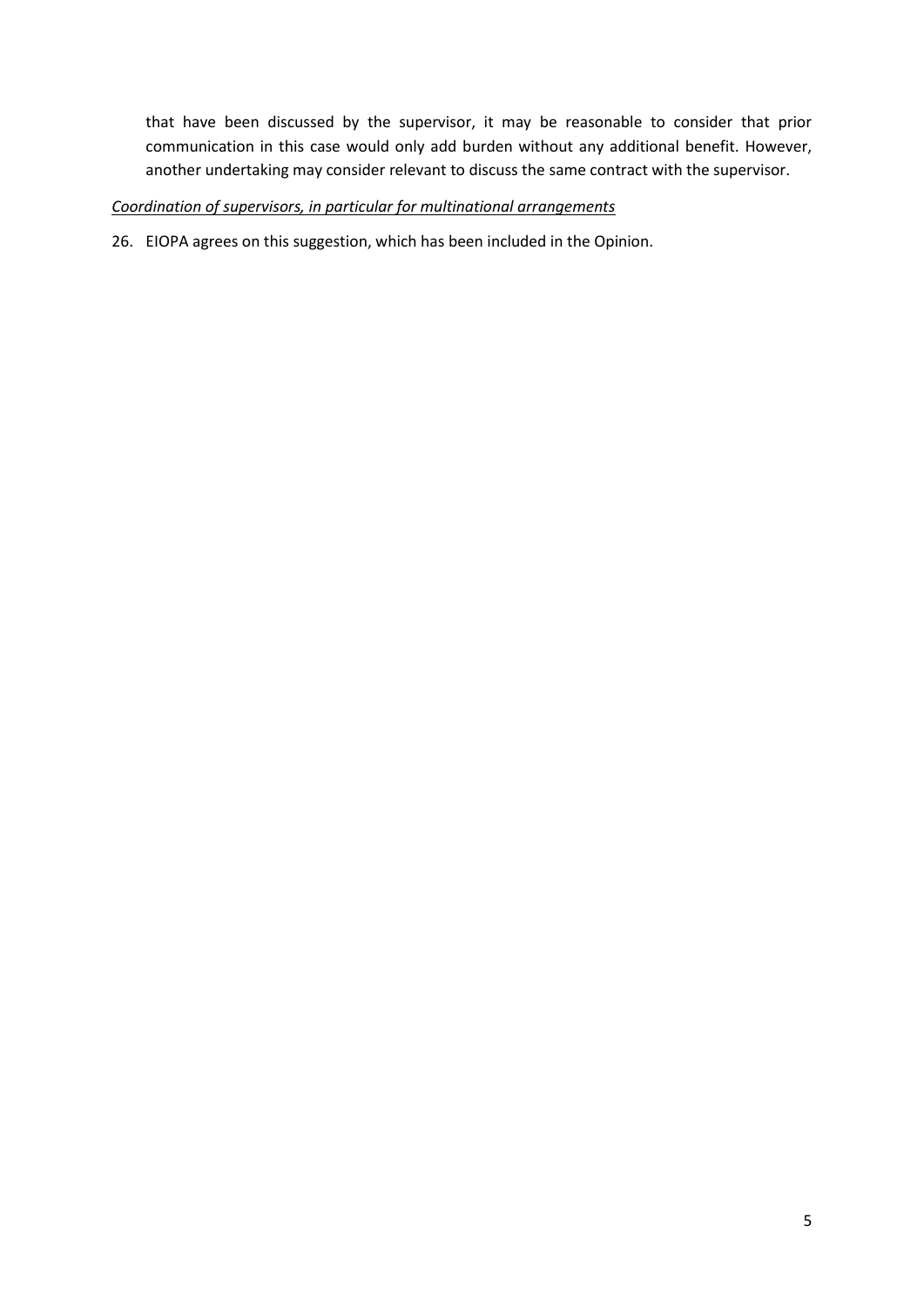that have been discussed by the supervisor, it may be reasonable to consider that prior communication in this case would only add burden without any additional benefit. However, another undertaking may consider relevant to discuss the same contract with the supervisor.

*Coordination of supervisors, in particular for multinational arrangements*

26. EIOPA agrees on this suggestion, which has been included in the Opinion.